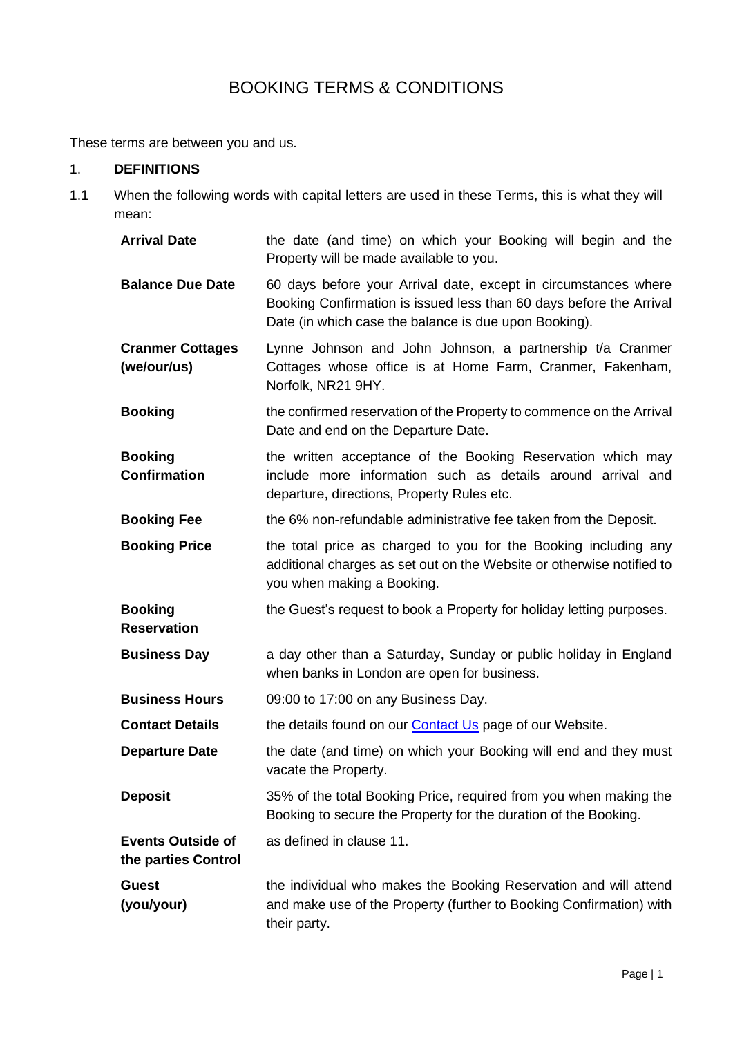# BOOKING TERMS & CONDITIONS

These terms are between you and us.

1. **DEFINITIONS**

1.1 When the following words with capital letters are used in these Terms, this is what they will mean:

| Term | Meaning |
|---|---|
| **Arrival Date** | the date (and time) on which your Booking will begin and the Property will be made available to you. |
| **Balance Due Date** | 60 days before your Arrival date, except in circumstances where Booking Confirmation is issued less than 60 days before the Arrival Date (in which case the balance is due upon Booking). |
| **Cranmer Cottages (we/our/us)** | Lynne Johnson and John Johnson, a partnership t/a Cranmer Cottages whose office is at Home Farm, Cranmer, Fakenham, Norfolk, NR21 9HY. |
| **Booking** | the confirmed reservation of the Property to commence on the Arrival Date and end on the Departure Date. |
| **Booking Confirmation** | the written acceptance of the Booking Reservation which may include more information such as details around arrival and departure, directions, Property Rules etc. |
| **Booking Fee** | the 6% non-refundable administrative fee taken from the Deposit. |
| **Booking Price** | the total price as charged to you for the Booking including any additional charges as set out on the Website or otherwise notified to you when making a Booking. |
| **Booking Reservation** | the Guest's request to book a Property for holiday letting purposes. |
| **Business Day** | a day other than a Saturday, Sunday or public holiday in England when banks in London are open for business. |
| **Business Hours** | 09:00 to 17:00 on any Business Day. |
| **Contact Details** | the details found on our [Contact Us] page of our Website. |
| **Departure Date** | the date (and time) on which your Booking will end and they must vacate the Property. |
| **Deposit** | 35% of the total Booking Price, required from you when making the Booking to secure the Property for the duration of the Booking. |
| **Events Outside of the parties Control** | as defined in clause 11. |
| **Guest (you/your)** | the individual who makes the Booking Reservation and will attend and make use of the Property (further to Booking Confirmation) with their party. |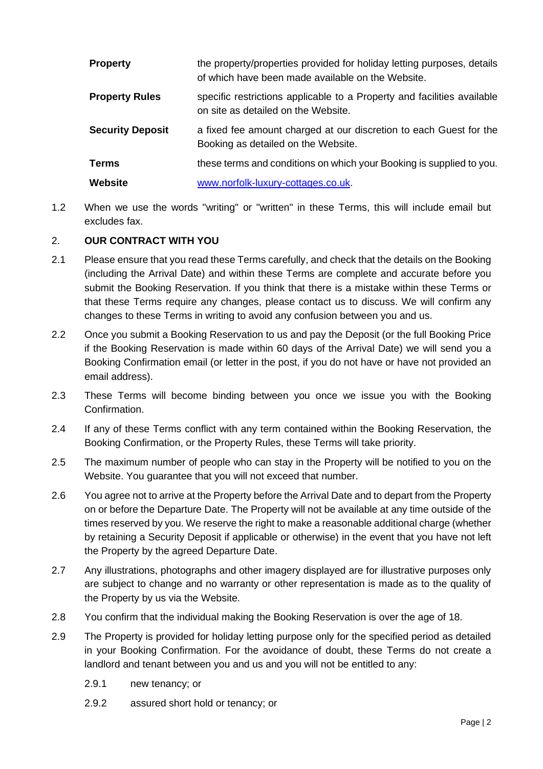| | |
|---|---|
| **Property** | the property/properties provided for holiday letting purposes, details of which have been made available on the Website. |
| **Property Rules** | specific restrictions applicable to a Property and facilities available on site as detailed on the Website. |
| **Security Deposit** | a fixed fee amount charged at our discretion to each Guest for the Booking as detailed on the Website. |
| **Terms** | these terms and conditions on which your Booking is supplied to you. |
| **Website** | www.norfolk-luxury-cottages.co.uk. |

1.2 When we use the words "writing" or "written" in these Terms, this will include email but excludes fax.

## 2. OUR CONTRACT WITH YOU

2.1 Please ensure that you read these Terms carefully, and check that the details on the Booking (including the Arrival Date) and within these Terms are complete and accurate before you submit the Booking Reservation. If you think that there is a mistake within these Terms or that these Terms require any changes, please contact us to discuss. We will confirm any changes to these Terms in writing to avoid any confusion between you and us.

2.2 Once you submit a Booking Reservation to us and pay the Deposit (or the full Booking Price if the Booking Reservation is made within 60 days of the Arrival Date) we will send you a Booking Confirmation email (or letter in the post, if you do not have or have not provided an email address).

2.3 These Terms will become binding between you once we issue you with the Booking Confirmation.

2.4 If any of these Terms conflict with any term contained within the Booking Reservation, the Booking Confirmation, or the Property Rules, these Terms will take priority.

2.5 The maximum number of people who can stay in the Property will be notified to you on the Website. You guarantee that you will not exceed that number.

2.6 You agree not to arrive at the Property before the Arrival Date and to depart from the Property on or before the Departure Date. The Property will not be available at any time outside of the times reserved by you. We reserve the right to make a reasonable additional charge (whether by retaining a Security Deposit if applicable or otherwise) in the event that you have not left the Property by the agreed Departure Date.

2.7 Any illustrations, photographs and other imagery displayed are for illustrative purposes only are subject to change and no warranty or other representation is made as to the quality of the Property by us via the Website.

2.8 You confirm that the individual making the Booking Reservation is over the age of 18.

2.9 The Property is provided for holiday letting purpose only for the specified period as detailed in your Booking Confirmation. For the avoidance of doubt, these Terms do not create a landlord and tenant between you and us and you will not be entitled to any:

2.9.1 new tenancy; or

2.9.2 assured short hold or tenancy; or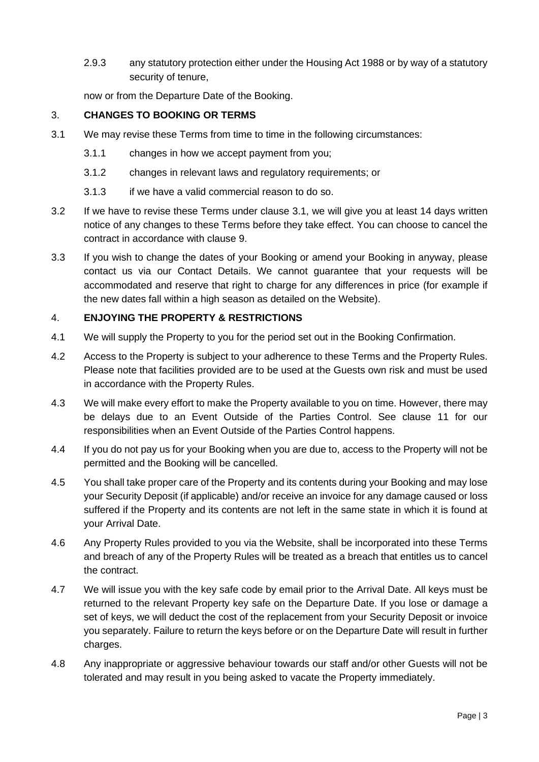2.9.3 any statutory protection either under the Housing Act 1988 or by way of a statutory security of tenure,

now or from the Departure Date of the Booking.

## 3. CHANGES TO BOOKING OR TERMS

3.1 We may revise these Terms from time to time in the following circumstances:

3.1.1 changes in how we accept payment from you;

3.1.2 changes in relevant laws and regulatory requirements; or

3.1.3 if we have a valid commercial reason to do so.

3.2 If we have to revise these Terms under clause 3.1, we will give you at least 14 days written notice of any changes to these Terms before they take effect. You can choose to cancel the contract in accordance with clause 9.

3.3 If you wish to change the dates of your Booking or amend your Booking in anyway, please contact us via our Contact Details. We cannot guarantee that your requests will be accommodated and reserve that right to charge for any differences in price (for example if the new dates fall within a high season as detailed on the Website).

## 4. ENJOYING THE PROPERTY & RESTRICTIONS

4.1 We will supply the Property to you for the period set out in the Booking Confirmation.

4.2 Access to the Property is subject to your adherence to these Terms and the Property Rules. Please note that facilities provided are to be used at the Guests own risk and must be used in accordance with the Property Rules.

4.3 We will make every effort to make the Property available to you on time. However, there may be delays due to an Event Outside of the Parties Control. See clause 11 for our responsibilities when an Event Outside of the Parties Control happens.

4.4 If you do not pay us for your Booking when you are due to, access to the Property will not be permitted and the Booking will be cancelled.

4.5 You shall take proper care of the Property and its contents during your Booking and may lose your Security Deposit (if applicable) and/or receive an invoice for any damage caused or loss suffered if the Property and its contents are not left in the same state in which it is found at your Arrival Date.

4.6 Any Property Rules provided to you via the Website, shall be incorporated into these Terms and breach of any of the Property Rules will be treated as a breach that entitles us to cancel the contract.

4.7 We will issue you with the key safe code by email prior to the Arrival Date. All keys must be returned to the relevant Property key safe on the Departure Date. If you lose or damage a set of keys, we will deduct the cost of the replacement from your Security Deposit or invoice you separately. Failure to return the keys before or on the Departure Date will result in further charges.

4.8 Any inappropriate or aggressive behaviour towards our staff and/or other Guests will not be tolerated and may result in you being asked to vacate the Property immediately.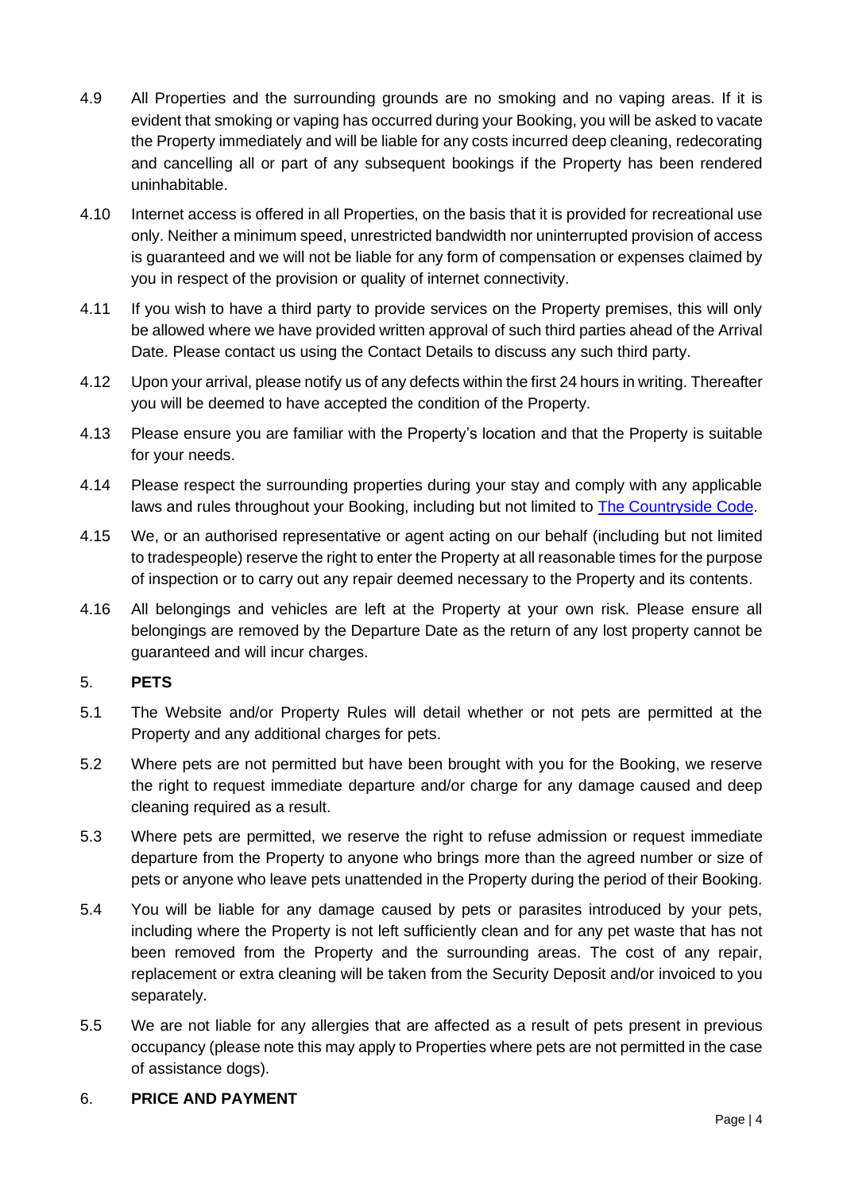4.9 All Properties and the surrounding grounds are no smoking and no vaping areas. If it is evident that smoking or vaping has occurred during your Booking, you will be asked to vacate the Property immediately and will be liable for any costs incurred deep cleaning, redecorating and cancelling all or part of any subsequent bookings if the Property has been rendered uninhabitable.

4.10 Internet access is offered in all Properties, on the basis that it is provided for recreational use only. Neither a minimum speed, unrestricted bandwidth nor uninterrupted provision of access is guaranteed and we will not be liable for any form of compensation or expenses claimed by you in respect of the provision or quality of internet connectivity.

4.11 If you wish to have a third party to provide services on the Property premises, this will only be allowed where we have provided written approval of such third parties ahead of the Arrival Date. Please contact us using the Contact Details to discuss any such third party.

4.12 Upon your arrival, please notify us of any defects within the first 24 hours in writing. Thereafter you will be deemed to have accepted the condition of the Property.

4.13 Please ensure you are familiar with the Property's location and that the Property is suitable for your needs.

4.14 Please respect the surrounding properties during your stay and comply with any applicable laws and rules throughout your Booking, including but not limited to The Countryside Code.

4.15 We, or an authorised representative or agent acting on our behalf (including but not limited to tradespeople) reserve the right to enter the Property at all reasonable times for the purpose of inspection or to carry out any repair deemed necessary to the Property and its contents.

4.16 All belongings and vehicles are left at the Property at your own risk. Please ensure all belongings are removed by the Departure Date as the return of any lost property cannot be guaranteed and will incur charges.

## 5. PETS

5.1 The Website and/or Property Rules will detail whether or not pets are permitted at the Property and any additional charges for pets.

5.2 Where pets are not permitted but have been brought with you for the Booking, we reserve the right to request immediate departure and/or charge for any damage caused and deep cleaning required as a result.

5.3 Where pets are permitted, we reserve the right to refuse admission or request immediate departure from the Property to anyone who brings more than the agreed number or size of pets or anyone who leave pets unattended in the Property during the period of their Booking.

5.4 You will be liable for any damage caused by pets or parasites introduced by your pets, including where the Property is not left sufficiently clean and for any pet waste that has not been removed from the Property and the surrounding areas. The cost of any repair, replacement or extra cleaning will be taken from the Security Deposit and/or invoiced to you separately.

5.5 We are not liable for any allergies that are affected as a result of pets present in previous occupancy (please note this may apply to Properties where pets are not permitted in the case of assistance dogs).

## 6. PRICE AND PAYMENT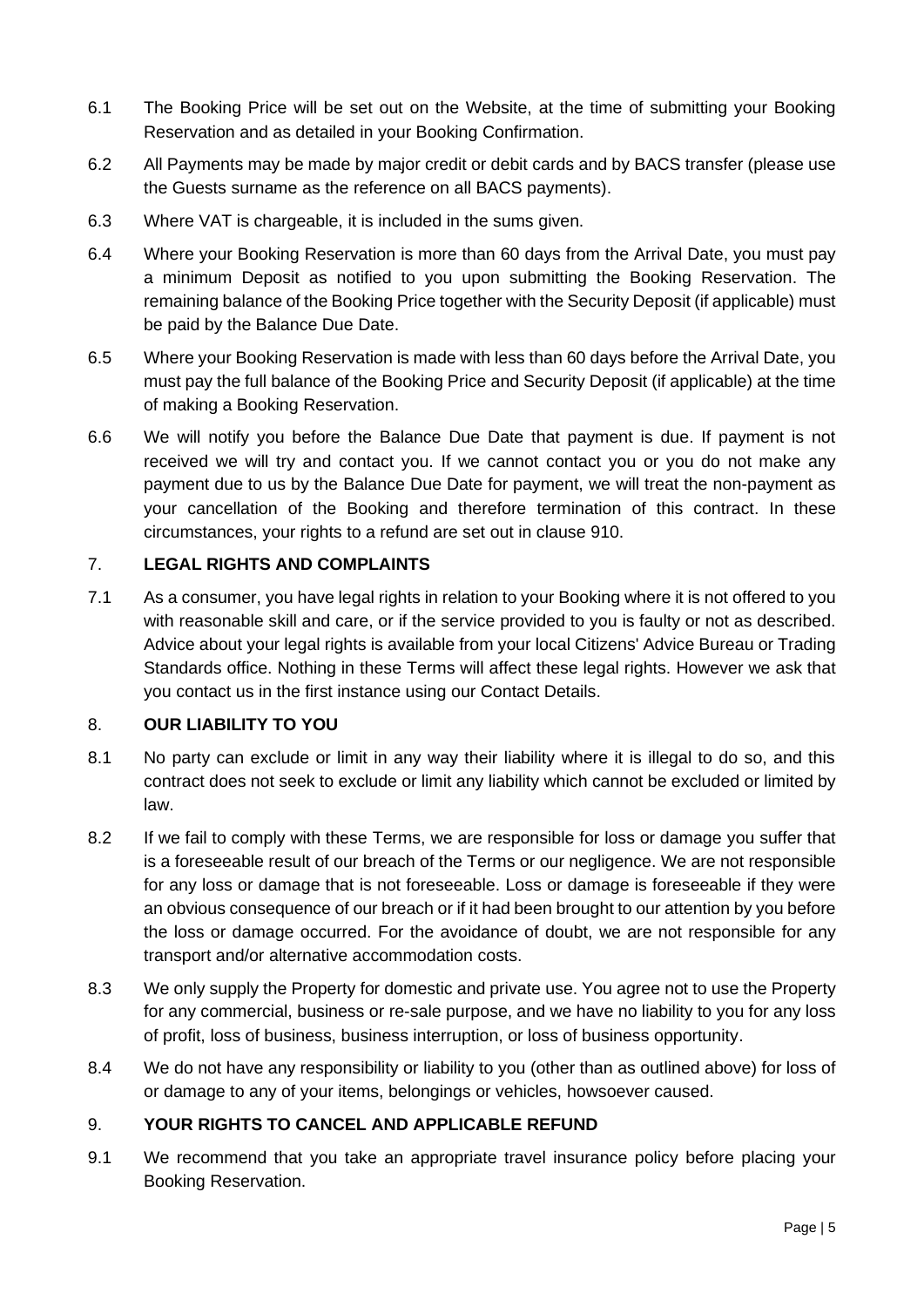6.1 The Booking Price will be set out on the Website, at the time of submitting your Booking Reservation and as detailed in your Booking Confirmation.

6.2 All Payments may be made by major credit or debit cards and by BACS transfer (please use the Guests surname as the reference on all BACS payments).

6.3 Where VAT is chargeable, it is included in the sums given.

6.4 Where your Booking Reservation is more than 60 days from the Arrival Date, you must pay a minimum Deposit as notified to you upon submitting the Booking Reservation. The remaining balance of the Booking Price together with the Security Deposit (if applicable) must be paid by the Balance Due Date.

6.5 Where your Booking Reservation is made with less than 60 days before the Arrival Date, you must pay the full balance of the Booking Price and Security Deposit (if applicable) at the time of making a Booking Reservation.

6.6 We will notify you before the Balance Due Date that payment is due. If payment is not received we will try and contact you. If we cannot contact you or you do not make any payment due to us by the Balance Due Date for payment, we will treat the non-payment as your cancellation of the Booking and therefore termination of this contract. In these circumstances, your rights to a refund are set out in clause 910.

## 7. LEGAL RIGHTS AND COMPLAINTS

7.1 As a consumer, you have legal rights in relation to your Booking where it is not offered to you with reasonable skill and care, or if the service provided to you is faulty or not as described. Advice about your legal rights is available from your local Citizens' Advice Bureau or Trading Standards office. Nothing in these Terms will affect these legal rights. However we ask that you contact us in the first instance using our Contact Details.

## 8. OUR LIABILITY TO YOU

8.1 No party can exclude or limit in any way their liability where it is illegal to do so, and this contract does not seek to exclude or limit any liability which cannot be excluded or limited by law.

8.2 If we fail to comply with these Terms, we are responsible for loss or damage you suffer that is a foreseeable result of our breach of the Terms or our negligence. We are not responsible for any loss or damage that is not foreseeable. Loss or damage is foreseeable if they were an obvious consequence of our breach or if it had been brought to our attention by you before the loss or damage occurred. For the avoidance of doubt, we are not responsible for any transport and/or alternative accommodation costs.

8.3 We only supply the Property for domestic and private use. You agree not to use the Property for any commercial, business or re-sale purpose, and we have no liability to you for any loss of profit, loss of business, business interruption, or loss of business opportunity.

8.4 We do not have any responsibility or liability to you (other than as outlined above) for loss of or damage to any of your items, belongings or vehicles, howsoever caused.

## 9. YOUR RIGHTS TO CANCEL AND APPLICABLE REFUND

9.1 We recommend that you take an appropriate travel insurance policy before placing your Booking Reservation.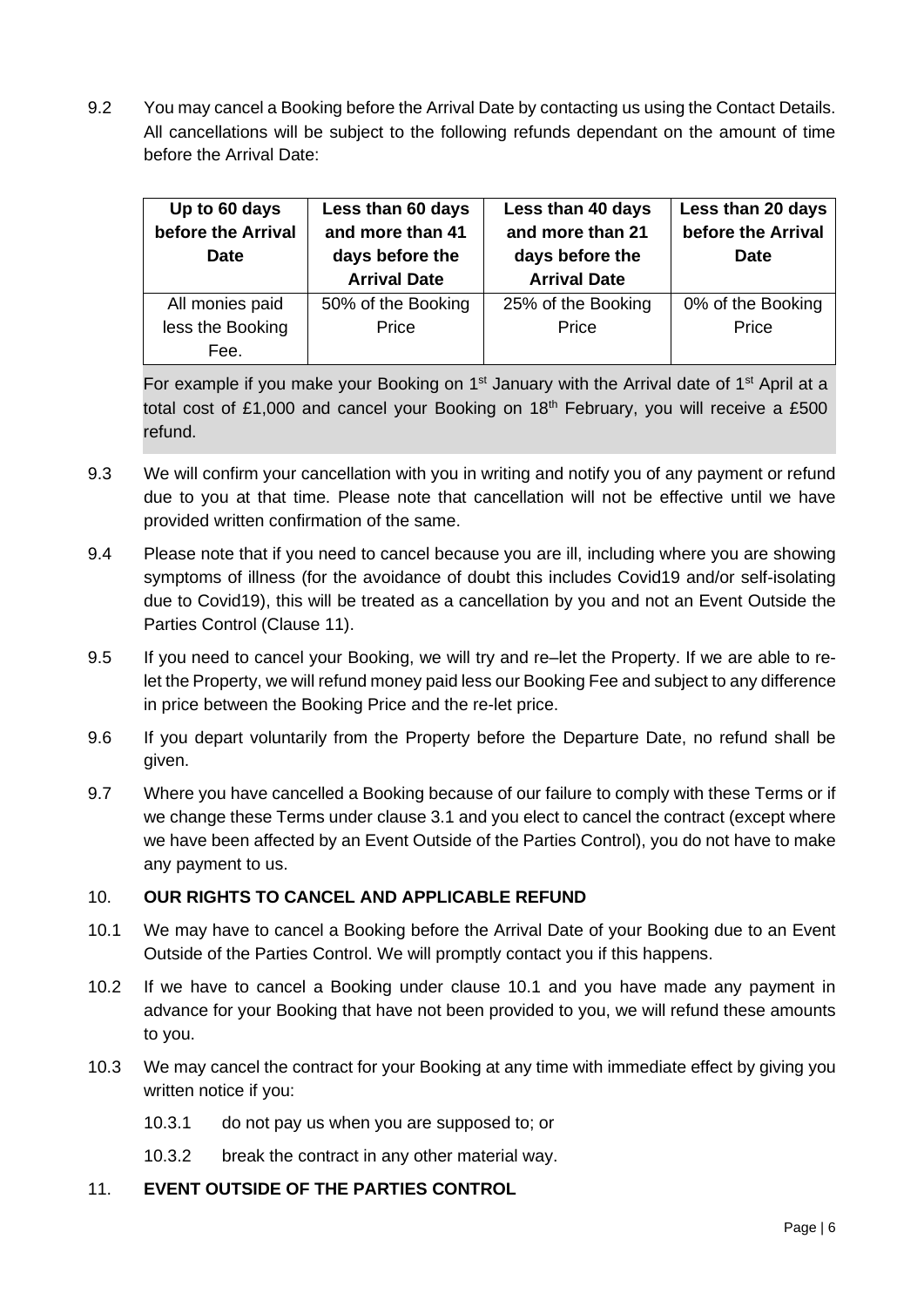9.2 You may cancel a Booking before the Arrival Date by contacting us using the Contact Details. All cancellations will be subject to the following refunds dependant on the amount of time before the Arrival Date:

| Up to 60 days before the Arrival Date | Less than 60 days and more than 41 days before the Arrival Date | Less than 40 days and more than 21 days before the Arrival Date | Less than 20 days before the Arrival Date |
|---|---|---|---|
| All monies paid less the Booking Fee. | 50% of the Booking Price | 25% of the Booking Price | 0% of the Booking Price |

For example if you make your Booking on 1st January with the Arrival date of 1st April at a total cost of £1,000 and cancel your Booking on 18th February, you will receive a £500 refund.

9.3 We will confirm your cancellation with you in writing and notify you of any payment or refund due to you at that time. Please note that cancellation will not be effective until we have provided written confirmation of the same.

9.4 Please note that if you need to cancel because you are ill, including where you are showing symptoms of illness (for the avoidance of doubt this includes Covid19 and/or self-isolating due to Covid19), this will be treated as a cancellation by you and not an Event Outside the Parties Control (Clause 11).

9.5 If you need to cancel your Booking, we will try and re–let the Property. If we are able to re-let the Property, we will refund money paid less our Booking Fee and subject to any difference in price between the Booking Price and the re-let price.

9.6 If you depart voluntarily from the Property before the Departure Date, no refund shall be given.

9.7 Where you have cancelled a Booking because of our failure to comply with these Terms or if we change these Terms under clause 3.1 and you elect to cancel the contract (except where we have been affected by an Event Outside of the Parties Control), you do not have to make any payment to us.

## 10. OUR RIGHTS TO CANCEL AND APPLICABLE REFUND

10.1 We may have to cancel a Booking before the Arrival Date of your Booking due to an Event Outside of the Parties Control. We will promptly contact you if this happens.

10.2 If we have to cancel a Booking under clause 10.1 and you have made any payment in advance for your Booking that have not been provided to you, we will refund these amounts to you.

10.3 We may cancel the contract for your Booking at any time with immediate effect by giving you written notice if you:

10.3.1 do not pay us when you are supposed to; or

10.3.2 break the contract in any other material way.

## 11. EVENT OUTSIDE OF THE PARTIES CONTROL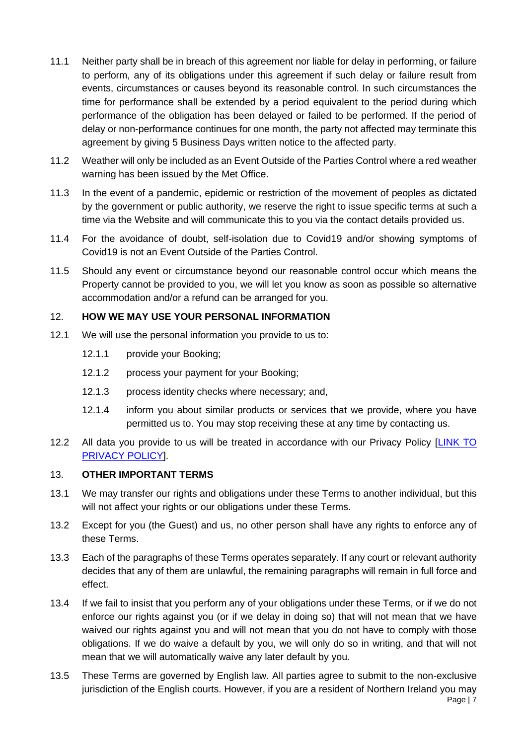11.1 Neither party shall be in breach of this agreement nor liable for delay in performing, or failure to perform, any of its obligations under this agreement if such delay or failure result from events, circumstances or causes beyond its reasonable control. In such circumstances the time for performance shall be extended by a period equivalent to the period during which performance of the obligation has been delayed or failed to be performed. If the period of delay or non-performance continues for one month, the party not affected may terminate this agreement by giving 5 Business Days written notice to the affected party.

11.2 Weather will only be included as an Event Outside of the Parties Control where a red weather warning has been issued by the Met Office.

11.3 In the event of a pandemic, epidemic or restriction of the movement of peoples as dictated by the government or public authority, we reserve the right to issue specific terms at such a time via the Website and will communicate this to you via the contact details provided us.

11.4 For the avoidance of doubt, self-isolation due to Covid19 and/or showing symptoms of Covid19 is not an Event Outside of the Parties Control.

11.5 Should any event or circumstance beyond our reasonable control occur which means the Property cannot be provided to you, we will let you know as soon as possible so alternative accommodation and/or a refund can be arranged for you.

12. **HOW WE MAY USE YOUR PERSONAL INFORMATION**

12.1 We will use the personal information you provide to us to:

- 12.1.1 provide your Booking;
- 12.1.2 process your payment for your Booking;
- 12.1.3 process identity checks where necessary; and,
- 12.1.4 inform you about similar products or services that we provide, where you have permitted us to. You may stop receiving these at any time by contacting us.

12.2 All data you provide to us will be treated in accordance with our Privacy Policy [LINK TO PRIVACY POLICY].

13. **OTHER IMPORTANT TERMS**

13.1 We may transfer our rights and obligations under these Terms to another individual, but this will not affect your rights or our obligations under these Terms.

13.2 Except for you (the Guest) and us, no other person shall have any rights to enforce any of these Terms.

13.3 Each of the paragraphs of these Terms operates separately. If any court or relevant authority decides that any of them are unlawful, the remaining paragraphs will remain in full force and effect.

13.4 If we fail to insist that you perform any of your obligations under these Terms, or if we do not enforce our rights against you (or if we delay in doing so) that will not mean that we have waived our rights against you and will not mean that you do not have to comply with those obligations. If we do waive a default by you, we will only do so in writing, and that will not mean that we will automatically waive any later default by you.

13.5 These Terms are governed by English law. All parties agree to submit to the non-exclusive jurisdiction of the English courts. However, if you are a resident of Northern Ireland you may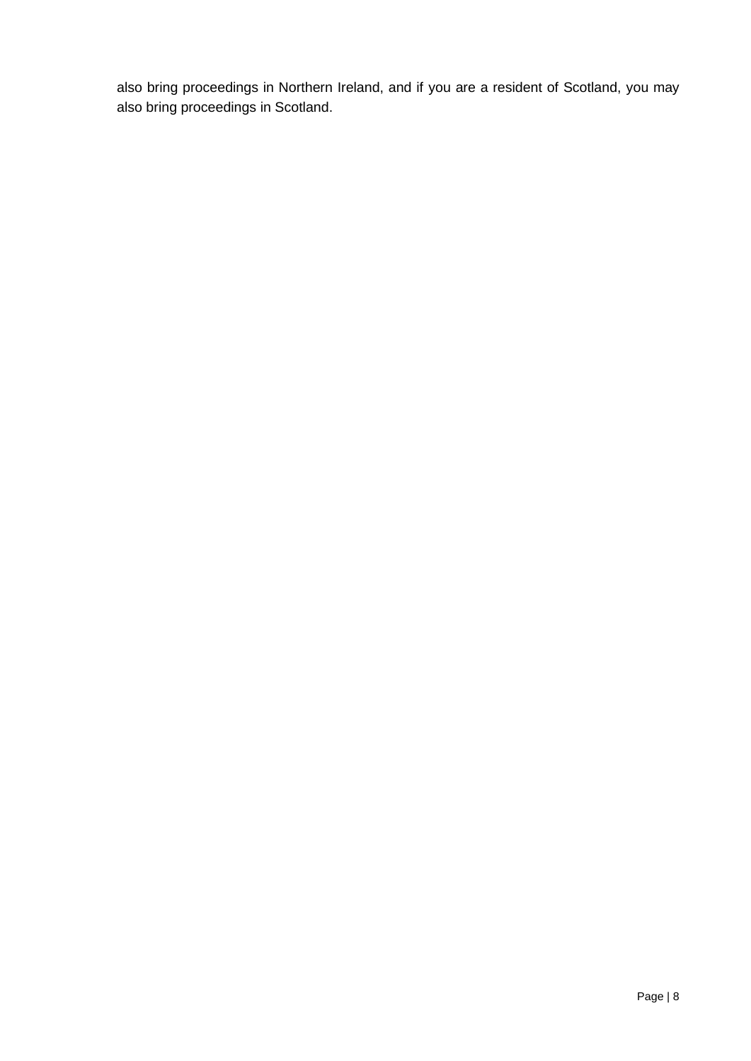also bring proceedings in Northern Ireland, and if you are a resident of Scotland, you may also bring proceedings in Scotland.